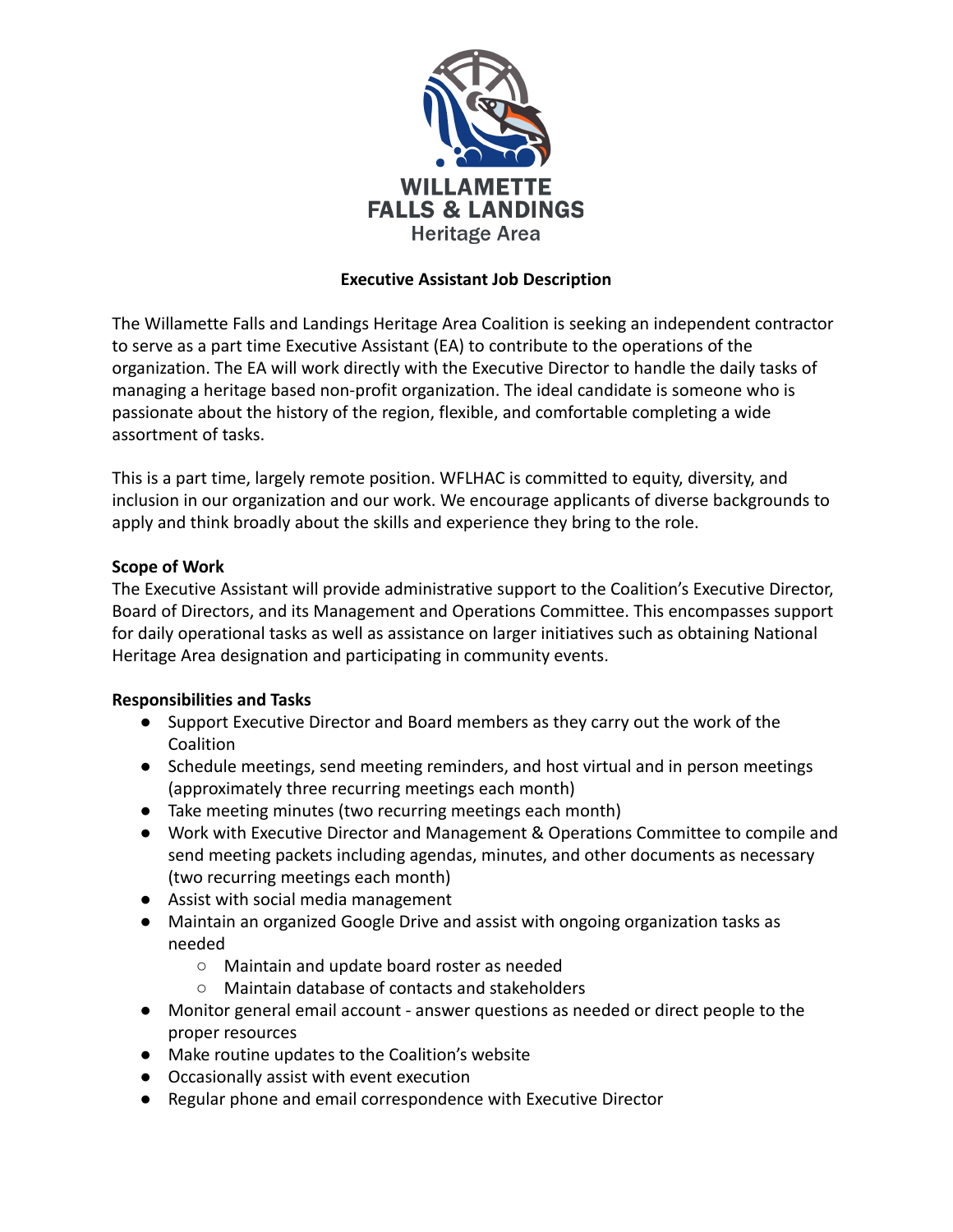WILLAMETTE FALLS & LANDINGS
Heritage Area

# Executive Assistant Job Description

The Willamette Falls and Landings Heritage Area Coalition is seeking an independent contractor to serve as a part time Executive Assistant (EA) to contribute to the operations of the organization. The EA will work directly with the Executive Director to handle the daily tasks of managing a heritage based non-profit organization. The ideal candidate is someone who is passionate about the history of the region, flexible, and comfortable completing a wide assortment of tasks.

This is a part time, largely remote position. WFLHAC is committed to equity, diversity, and inclusion in our organization and our work. We encourage applicants of diverse backgrounds to apply and think broadly about the skills and experience they bring to the role.

**Scope of Work**

The Executive Assistant will provide administrative support to the Coalition's Executive Director, Board of Directors, and its Management and Operations Committee. This encompasses support for daily operational tasks as well as assistance on larger initiatives such as obtaining National Heritage Area designation and participating in community events.

**Responsibilities and Tasks**

- Support Executive Director and Board members as they carry out the work of the Coalition
- Schedule meetings, send meeting reminders, and host virtual and in person meetings (approximately three recurring meetings each month)
- Take meeting minutes (two recurring meetings each month)
- Work with Executive Director and Management & Operations Committee to compile and send meeting packets including agendas, minutes, and other documents as necessary (two recurring meetings each month)
- Assist with social media management
- Maintain an organized Google Drive and assist with ongoing organization tasks as needed
  - Maintain and update board roster as needed
  - Maintain database of contacts and stakeholders
- Monitor general email account - answer questions as needed or direct people to the proper resources
- Make routine updates to the Coalition's website
- Occasionally assist with event execution
- Regular phone and email correspondence with Executive Director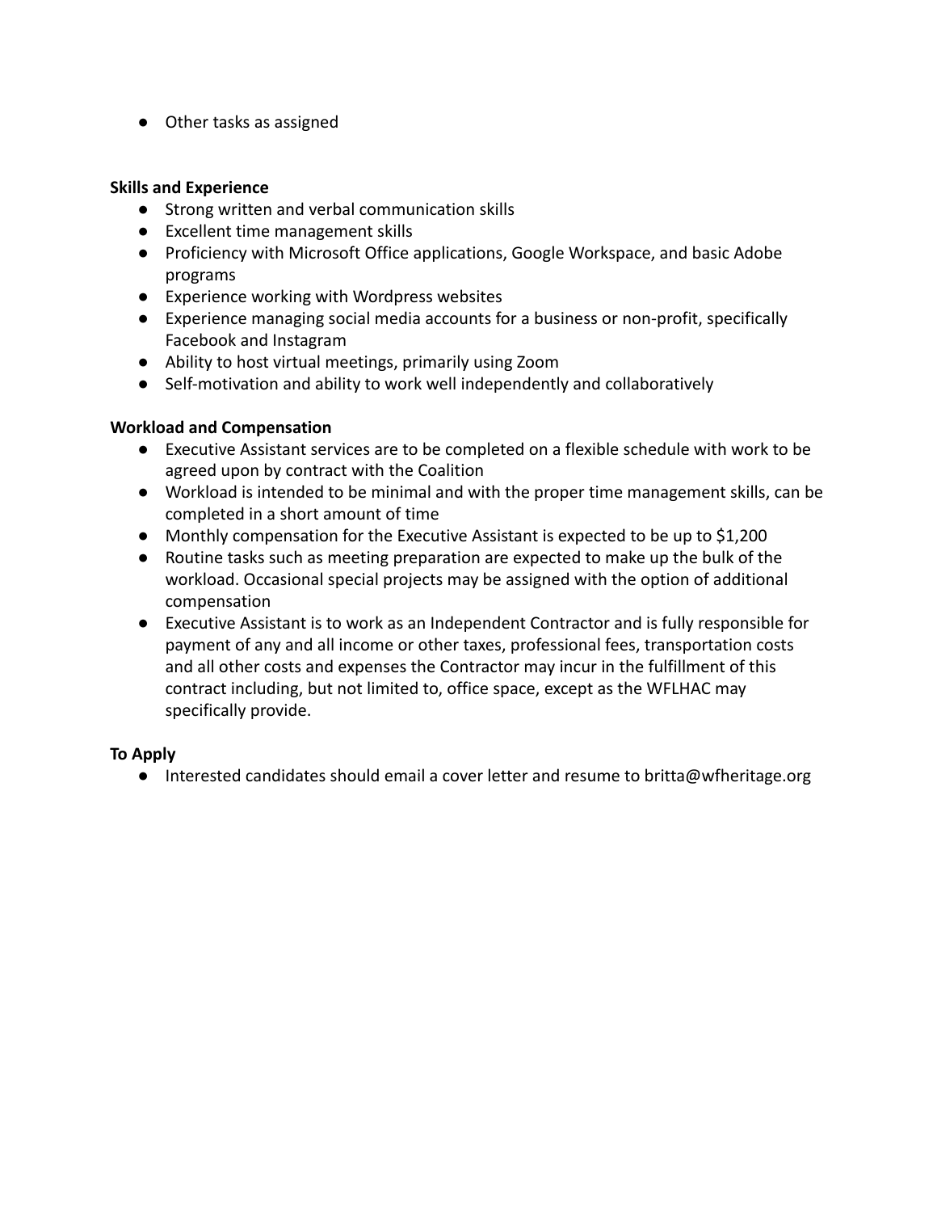- Other tasks as assigned

**Skills and Experience**

- Strong written and verbal communication skills
- Excellent time management skills
- Proficiency with Microsoft Office applications, Google Workspace, and basic Adobe programs
- Experience working with Wordpress websites
- Experience managing social media accounts for a business or non-profit, specifically Facebook and Instagram
- Ability to host virtual meetings, primarily using Zoom
- Self-motivation and ability to work well independently and collaboratively

**Workload and Compensation**

- Executive Assistant services are to be completed on a flexible schedule with work to be agreed upon by contract with the Coalition
- Workload is intended to be minimal and with the proper time management skills, can be completed in a short amount of time
- Monthly compensation for the Executive Assistant is expected to be up to $1,200
- Routine tasks such as meeting preparation are expected to make up the bulk of the workload. Occasional special projects may be assigned with the option of additional compensation
- Executive Assistant is to work as an Independent Contractor and is fully responsible for payment of any and all income or other taxes, professional fees, transportation costs and all other costs and expenses the Contractor may incur in the fulfillment of this contract including, but not limited to, office space, except as the WFLHAC may specifically provide.

**To Apply**

- Interested candidates should email a cover letter and resume to britta@wfheritage.org